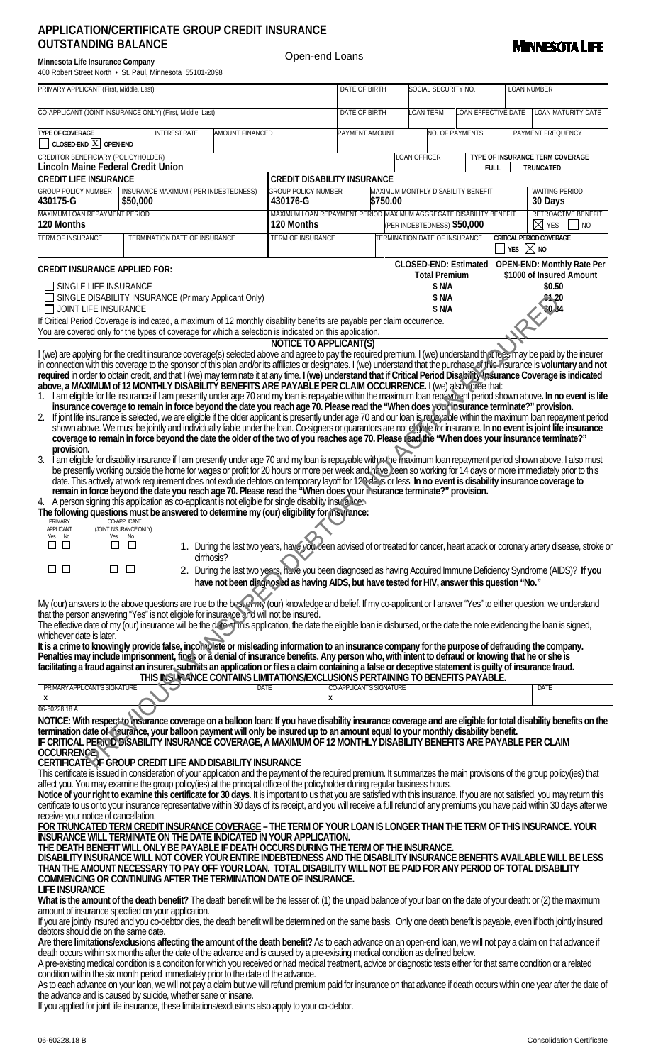# APPLICATION/CERTIFICATE GROUP CREDIT INSURANCE OUTSTANDING BALANCE

**MINNESOTA LIFE**

Open-end Loans

**Minnesota Life Insurance Company**
400 Robert Street North • St. Paul, Minnesota 55101-2098

| PRIMARY APPLICANT (First, Middle, Last) | DATE OF BIRTH | SOCIAL SECURITY NO. | LOAN NUMBER |
|---|---|---|---|
| | | | |

| CO-APPLICANT (JOINT INSURANCE ONLY) (First, Middle, Last) | DATE OF BIRTH | LOAN TERM | LOAN EFFECTIVE DATE | LOAN MATURITY DATE |
|---|---|---|---|---|
| | | | | |

| TYPE OF COVERAGE | INTEREST RATE | AMOUNT FINANCED | PAYMENT AMOUNT | NO. OF PAYMENTS | PAYMENT FREQUENCY |
|---|---|---|---|---|---|
| ☐ CLOSED-END ☒ OPEN-END | | | | | |

| CREDITOR BENEFICIARY (POLICYHOLDER) | LOAN OFFICER | TYPE OF INSURANCE TERM COVERAGE |
|---|---|---|
| Lincoln Maine Federal Credit Union | | ☐ FULL ☐ TRUNCATED |

| CREDIT LIFE INSURANCE | | CREDIT DISABILITY INSURANCE | | |
|---|---|---|---|---|
| GROUP POLICY NUMBER: 430175-G | INSURANCE MAXIMUM (PER INDEBTEDNESS): $50,000 | GROUP POLICY NUMBER: 430176-G | MAXIMUM MONTHLY DISABILITY BENEFIT: $750.00 | WAITING PERIOD: 30 Days |
| MAXIMUM LOAN REPAYMENT PERIOD: 120 Months | | MAXIMUM LOAN REPAYMENT PERIOD: 120 Months | MAXIMUM AGGREGATE DISABILITY BENEFIT (PER INDEBTEDNESS): $50,000 | RETROACTIVE BENEFIT: ☒ YES ☐ NO |
| TERM OF INSURANCE | TERMINATION DATE OF INSURANCE | TERM OF INSURANCE | TERMINATION DATE OF INSURANCE | CRITICAL PERIOD COVERAGE: ☐ YES ☒ NO |

| CREDIT INSURANCE APPLIED FOR: | CLOSED-END: Estimated Total Premium | OPEN-END: Monthly Rate Per $1000 of Insured Amount |
|---|---|---|
| ☐ SINGLE LIFE INSURANCE | $ N/A | $0.50 |
| ☐ SINGLE DISABILITY INSURANCE (Primary Applicant Only) | $ N/A | $1.20 |
| ☐ JOINT LIFE INSURANCE | $ N/A | $0.84 |

If Critical Period Coverage is indicated, a maximum of 12 monthly disability benefits are payable per claim occurrence.
You are covered only for the types of coverage for which a selection is indicated on this application.

## NOTICE TO APPLICANT(S)

I (we) are applying for the credit insurance coverage(s) selected above and agree to pay the required premium. I (we) understand that fees may be paid by the insurer in connection with this coverage to the sponsor of this plan and/or its affiliates or designates. I (we) understand that the purchase of this insurance is **voluntary and not required** in order to obtain credit, and that I (we) may terminate it at any time. **I (we) understand that if Critical Period Disability Insurance Coverage is indicated above, a MAXIMUM of 12 MONTHLY DISABILITY BENEFITS ARE PAYABLE PER CLAIM OCCURRENCE.** I (we) also agree that:

1. I am eligible for life insurance if I am presently under age 70 and my loan is repayable within the maximum loan repayment period shown above**. In no event is life insurance coverage to remain in force beyond the date you reach age 70. Please read the "When does your insurance terminate?" provision.**
2. If joint life insurance is selected, we are eligible if the older applicant is presently under age 70 and our loan is repayable within the maximum loan repayment period shown above. We must be jointly and individually liable under the loan. Co-signers or guarantors are not eligible for insurance. **In no event is joint life insurance coverage to remain in force beyond the date the older of the two of you reaches age 70. Please read the "When does your insurance terminate?" provision.**
3. I am eligible for disability insurance if I am presently under age 70 and my loan is repayable within the maximum loan repayment period shown above. I also must be presently working outside the home for wages or profit for 20 hours or more per week and have been so working for 14 days or more immediately prior to this date. This actively at work requirement does not exclude debtors on temporary layoff for 120 days or less. **In no event is disability insurance coverage to remain in force beyond the date you reach age 70. Please read the "When does your insurance terminate?" provision.**
4. A person signing this application as co-applicant is not eligible for single disability insurance.

**The following questions must be answered to determine my (our) eligibility for insurance:**

| PRIMARY APPLICANT Yes | No | CO-APPLICANT (JOINT INSURANCE ONLY) Yes | No | |
|---|---|---|---|---|
| ☐ | ☐ | ☐ | ☐ | 1. During the last two years, have you been advised of or treated for cancer, heart attack or coronary artery disease, stroke or cirrhosis? |
| ☐ | ☐ | ☐ | ☐ | 2. During the last two years, have you been diagnosed as having Acquired Immune Deficiency Syndrome (AIDS)? **If you have not been diagnosed as having AIDS, but have tested for HIV, answer this question "No."** |

My (our) answers to the above questions are true to the best of my (our) knowledge and belief. If my co-applicant or I answer "Yes" to either question, we understand that the person answering "Yes" is not eligible for insurance and will not be insured.

The effective date of my (our) insurance will be the date of this application, the date the eligible loan is disbursed, or the date the note evidencing the loan is signed, whichever date is later.

**It is a crime to knowingly provide false, incomplete or misleading information to an insurance company for the purpose of defrauding the company. Penalties may include imprisonment, fines or a denial of insurance benefits. Any person who, with intent to defraud or knowing that he or she is facilitating a fraud against an insurer, submits an application or files a claim containing a false or deceptive statement is guilty of insurance fraud.**

**THIS INSURANCE CONTAINS LIMITATIONS/EXCLUSIONS PERTAINING TO BENEFITS PAYABLE.**

| PRIMARY APPLICANT'S SIGNATURE | DATE | CO-APPLICANT'S SIGNATURE | DATE |
|---|---|---|---|
| x | | x | |

06-60228.18 A

**NOTICE: With respect to insurance coverage on a balloon loan: If you have disability insurance coverage and are eligible for total disability benefits on the termination date of insurance, your balloon payment will only be insured up to an amount equal to your monthly disability benefit.**

**IF CRITICAL PERIOD DISABILITY INSURANCE COVERAGE, A MAXIMUM OF 12 MONTHLY DISABILITY BENEFITS ARE PAYABLE PER CLAIM OCCURRENCE.**

## CERTIFICATE OF GROUP CREDIT LIFE AND DISABILITY INSURANCE

This certificate is issued in consideration of your application and the payment of the required premium. It summarizes the main provisions of the group policy(ies) that affect you. You may examine the group policy(ies) at the principal office of the policyholder during regular business hours.

**Notice of your right to examine this certificate for 30 days**. It is important to us that you are satisfied with this insurance. If you are not satisfied, you may return this certificate to us or to your insurance representative within 30 days of its receipt, and you will receive a full refund of any premiums you have paid within 30 days after we receive your notice of cancellation.

**FOR TRUNCATED TERM CREDIT INSURANCE COVERAGE – THE TERM OF YOUR LOAN IS LONGER THAN THE TERM OF THIS INSURANCE. YOUR INSURANCE WILL TERMINATE ON THE DATE INDICATED IN YOUR APPLICATION.**

**THE DEATH BENEFIT WILL ONLY BE PAYABLE IF DEATH OCCURS DURING THE TERM OF THE INSURANCE.**

**DISABILITY INSURANCE WILL NOT COVER YOUR ENTIRE INDEBTEDNESS AND THE DISABILITY INSURANCE BENEFITS AVAILABLE WILL BE LESS THAN THE AMOUNT NECESSARY TO PAY OFF YOUR LOAN. TOTAL DISABILITY WILL NOT BE PAID FOR ANY PERIOD OF TOTAL DISABILITY COMMENCING OR CONTINUING AFTER THE TERMINATION DATE OF INSURANCE.**

### LIFE INSURANCE

**What is the amount of the death benefit?** The death benefit will be the lesser of: (1) the unpaid balance of your loan on the date of your death: or (2) the maximum amount of insurance specified on your application.

If you are jointly insured and you co-debtor dies, the death benefit will be determined on the same basis. Only one death benefit is payable, even if both jointly insured debtors should die on the same date.

**Are there limitations/exclusions affecting the amount of the death benefit?** As to each advance on an open-end loan, we will not pay a claim on that advance if death occurs within six months after the date of the advance and is caused by a pre-existing medical condition as defined below.

A pre-existing medical condition is a condition for which you received or had medical treatment, advice or diagnostic tests either for that same condition or a related condition within the six month period immediately prior to the date of the advance.

As to each advance on your loan, we will not pay a claim but we will refund premium paid for insurance on that advance if death occurs within one year after the date of the advance and is caused by suicide, whether sane or insane.

If you applied for joint life insurance, these limitations/exclusions also apply to your co-debtor.

06-60228.18 B — Consolidation Certificate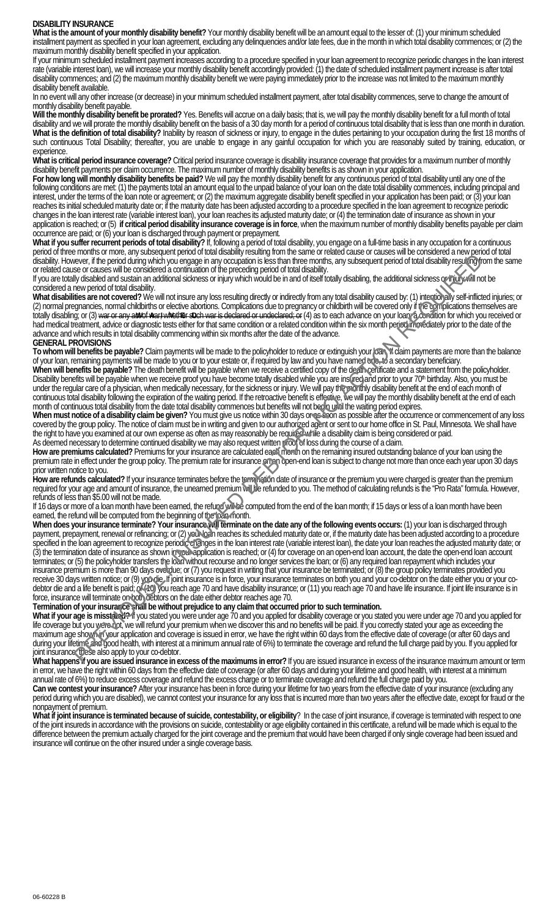## DISABILITY INSURANCE

**What is the amount of your monthly disability benefit?** Your monthly disability benefit will be an amount equal to the lesser of: (1) your minimum scheduled installment payment as specified in your loan agreement, excluding any delinquencies and/or late fees, due in the month in which total disability commences; or (2) the maximum monthly disability benefit specified in your application.

If your minimum scheduled installment payment increases according to a procedure specified in your loan agreement to recognize periodic changes in the loan interest rate (variable interest loan), we will increase your monthly disability benefit accordingly provided: (1) the date of scheduled installment payment increase is after total disability commences; and (2) the maximum monthly disability benefit we were paying immediately prior to the increase was not limited to the maximum monthly disability benefit available.

In no event will any other increase (or decrease) in your minimum scheduled installment payment, after total disability commences, serve to change the amount of monthly disability benefit payable.

**Will the monthly disability benefit be prorated?** Yes. Benefits will accrue on a daily basis; that is, we will pay the monthly disability benefit for a full month of total disability and we will prorate the monthly disability benefit on the basis of a 30 day month for a period of continuous total disability that is less than one month in duration.

**What is the definition of total disability?** Inability by reason of sickness or injury, to engage in the duties pertaining to your occupation during the first 18 months of such continuous Total Disability; thereafter, you are unable to engage in any gainful occupation for which you are reasonably suited by training, education, or experience.

**What is critical period insurance coverage?** Critical period insurance coverage is disability insurance coverage that provides for a maximum number of monthly disability benefit payments per claim occurrence. The maximum number of monthly disability benefits is as shown in your application.

**For how long will monthly disability benefits be paid?** We will pay the monthly disability benefit for any continuous period of total disability until any one of the following conditions are met: (1) the payments total an amount equal to the unpaid balance of your loan on the date total disability commences, including principal and interest, under the terms of the loan note or agreement; or (2) the maximum aggregate disability benefit specified in your application has been paid; or (3) your loan reaches its initial scheduled maturity date or; if the maturity date has been adjusted according to a procedure specified in the loan agreement to recognize periodic changes in the loan interest rate (variable interest loan), your loan reaches its adjusted maturity date; or (4) the termination date of insurance as shown in your application is reached; or (5) **if critical period disability insurance coverage is in force**, when the maximum number of monthly disability benefits payable per claim occurrence are paid; or (6) your loan is discharged through payment or prepayment.

**What if you suffer recurrent periods of total disability?** If, following a period of total disability, you engage on a full-time basis in any occupation for a continuous period of three months or more, any subsequent period of total disability resulting from the same or related cause or causes will be considered a new period of total disability. However, if the period during which you engage in any occupation is less than three months, any subsequent period of total disability resulting from the same or related cause or causes will be considered a continuation of the preceding period of total disability.

If you are totally disabled and sustain an additional sickness or injury which would be in and of itself totally disabling, the additional sickness or injury will not be considered a new period of total disability.

**What disabilities are not covered?** We will not insure any loss resulting directly or indirectly from any total disability caused by: (1) intentionally self-inflicted injuries; or (2) normal pregnancies, normal childbirths or elective abortions. Complications due to pregnancy or childbirth will be covered only if the complications themselves are totally disabling; or (3) ~~war or any act of war, whether such war is declared or undeclared; or~~ (4) as to each advance on your loan, a condition for which you received or had medical treatment, advice or diagnostic tests either for that same condition or a related condition within the six month period immediately prior to the date of the advance and which results in total disability commencing within six months after the date of the advance.

## GENERAL PROVISIONS

**To whom will benefits be payable?** Claim payments will be made to the policyholder to reduce or extinguish your loan. If claim payments are more than the balance of your loan, remaining payments will be made to you or to your estate or, if required by law and you have named one, to a secondary beneficiary.

**When will benefits be payable?** The death benefit will be payable when we receive a certified copy of the death certificate and a statement from the policyholder. Disability benefits will be payable when we receive proof you have become totally disabled while you are insured and prior to your 70th birthday. Also, you must be under the regular care of a physician, when medically necessary, for the sickness or injury. We will pay the monthly disability benefit at the end of each month of continuous total disability following the expiration of the waiting period. If the retroactive benefit is effective, we will pay the monthly disability benefit at the end of each month of continuous total disability from the date total disability commences but benefits will not begin until the waiting period expires.

**When must notice of a disability claim be given?** You must give us notice within 30 days or as soon as possible after the occurrence or commencement of any loss covered by the group policy. The notice of claim must be in writing and given to our authorized agent or sent to our home office in St. Paul, Minnesota. We shall have the right to have you examined at our own expense as often as may reasonably be required while a disability claim is being considered or paid.

As deemed necessary to determine continued disability we may also request written proof of loss during the course of a claim.

**How are premiums calculated?** Premiums for your insurance are calculated each month on the remaining insured outstanding balance of your loan using the premium rate in effect under the group policy. The premium rate for insurance on an open-end loan is subject to change not more than once each year upon 30 days prior written notice to you.

**How are refunds calculated?** If your insurance terminates before the termination date of insurance or the premium you were charged is greater than the premium required for your age and amount of insurance, the unearned premium will be refunded to you. The method of calculating refunds is the "Pro Rata" formula. However, refunds of less than $5.00 will not be made.

If 16 days or more of a loan month have been earned, the refund will be computed from the end of the loan month; if 15 days or less of a loan month have been earned, the refund will be computed from the beginning of the loan month.

**When does your insurance terminate? Your insurance will terminate on the date any of the following events occurs:** (1) your loan is discharged through payment, prepayment, renewal or refinancing; or (2) your loan reaches its scheduled maturity date or, if the maturity date has been adjusted according to a procedure specified in the loan agreement to recognize periodic changes in the loan interest rate (variable interest loan), the date your loan reaches the adjusted maturity date; or (3) the termination date of insurance as shown in your application is reached; or (4) for coverage on an open-end loan account, the date the open-end loan account terminates; or (5) the policyholder transfers the loan without recourse and no longer services the loan; or (6) any required loan repayment which includes your insurance premium is more than 90 days overdue; or (7) you request in writing that your insurance be terminated; or (8) the group policy terminates provided you receive 30 days written notice; or (9) you die. If joint insurance is in force, your insurance terminates on both you and your co-debtor on the date either you or your co-debtor die and a life benefit is paid; or (10) you reach age 70 and have disability insurance; or (11) you reach age 70 and have life insurance. If joint life insurance is in force, insurance will terminate on both debtors on the date either debtor reaches age 70.

**Termination of your insurance shall be without prejudice to any claim that occurred prior to such termination.**

**What if your age is misstated?** If you stated you were under age 70 and you applied for disability coverage or you stated you were under age 70 and you applied for life coverage but you were not, we will refund your premium when we discover this and no benefits will be paid. If you correctly stated your age as exceeding the maximum age shown in your application and coverage is issued in error, we have the right within 60 days from the effective date of coverage (or after 60 days and during your lifetime and good health, with interest at a minimum annual rate of 6%) to terminate the coverage and refund the full charge paid by you. If you applied for joint insurance these also apply to your co-debtor.

**What happens if you are issued insurance in excess of the maximums in error?** If you are issued insurance in excess of the insurance maximum amount or term in error, we have the right within 60 days from the effective date of coverage (or after 60 days and during your lifetime and good health, with interest at a minimum annual rate of 6%) to reduce excess coverage and refund the excess charge or to terminate coverage and refund the full charge paid by you.

**Can we contest your insurance?** After your insurance has been in force during your lifetime for two years from the effective date of your insurance (excluding any period during which you are disabled), we cannot contest your insurance for any loss that is incurred more than two years after the effective date, except for fraud or the nonpayment of premium.

**What if joint insurance is terminated because of suicide, contestability, or eligibility**? In the case of joint insurance, if coverage is terminated with respect to one of the joint insureds in accordance with the provisions on suicide, contestability or age eligibility contained in this certificate, a refund will be made which is equal to the difference between the premium actually charged for the joint coverage and the premium that would have been charged if only single coverage had been issued and insurance will continue on the other insured under a single coverage basis.

06-60228 B